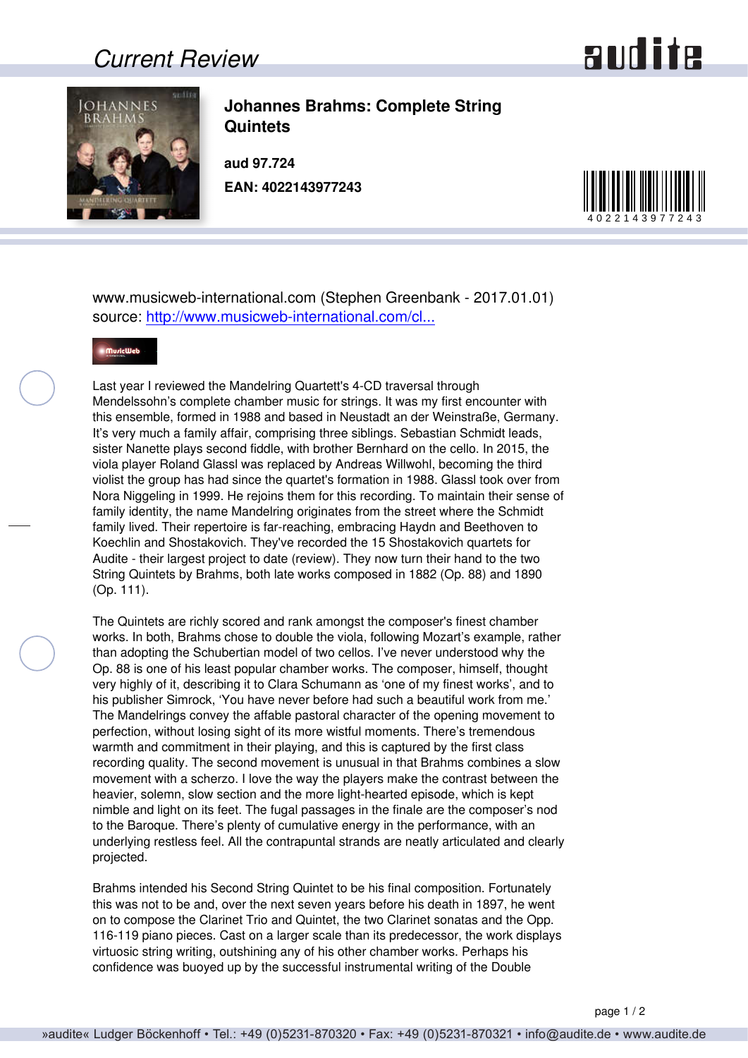# Current Review

## Johannes Brahms: Complete String Quintets

**aud 97.724**

**EAN: 4022143977243**

www.musicweb-international.com (Stephen Greenbank - 2017.01.01)
source: [http://www.musicweb-international.com/cl...](http://www.musicweb-international.com/cl...)

Last year I reviewed the Mandelring Quartett's 4-CD traversal through Mendelssohn's complete chamber music for strings. It was my first encounter with this ensemble, formed in 1988 and based in Neustadt an der Weinstraße, Germany. It's very much a family affair, comprising three siblings. Sebastian Schmidt leads, sister Nanette plays second fiddle, with brother Bernhard on the cello. In 2015, the viola player Roland Glassl was replaced by Andreas Willwohl, becoming the third violist the group has had since the quartet's formation in 1988. Glassl took over from Nora Niggeling in 1999. He rejoins them for this recording. To maintain their sense of family identity, the name Mandelring originates from the street where the Schmidt family lived. Their repertoire is far-reaching, embracing Haydn and Beethoven to Koechlin and Shostakovich. They've recorded the 15 Shostakovich quartets for Audite - their largest project to date (review). They now turn their hand to the two String Quintets by Brahms, both late works composed in 1882 (Op. 88) and 1890 (Op. 111).

The Quintets are richly scored and rank amongst the composer's finest chamber works. In both, Brahms chose to double the viola, following Mozart's example, rather than adopting the Schubertian model of two cellos. I've never understood why the Op. 88 is one of his least popular chamber works. The composer, himself, thought very highly of it, describing it to Clara Schumann as 'one of my finest works', and to his publisher Simrock, 'You have never before had such a beautiful work from me.' The Mandelrings convey the affable pastoral character of the opening movement to perfection, without losing sight of its more wistful moments. There's tremendous warmth and commitment in their playing, and this is captured by the first class recording quality. The second movement is unusual in that Brahms combines a slow movement with a scherzo. I love the way the players make the contrast between the heavier, solemn, slow section and the more light-hearted episode, which is kept nimble and light on its feet. The fugal passages in the finale are the composer's nod to the Baroque. There's plenty of cumulative energy in the performance, with an underlying restless feel. All the contrapuntal strands are neatly articulated and clearly projected.

Brahms intended his Second String Quintet to be his final composition. Fortunately this was not to be and, over the next seven years before his death in 1897, he went on to compose the Clarinet Trio and Quintet, the two Clarinet sonatas and the Opp. 116-119 piano pieces. Cast on a larger scale than its predecessor, the work displays virtuosic string writing, outshining any of his other chamber works. Perhaps his confidence was buoyed up by the successful instrumental writing of the Double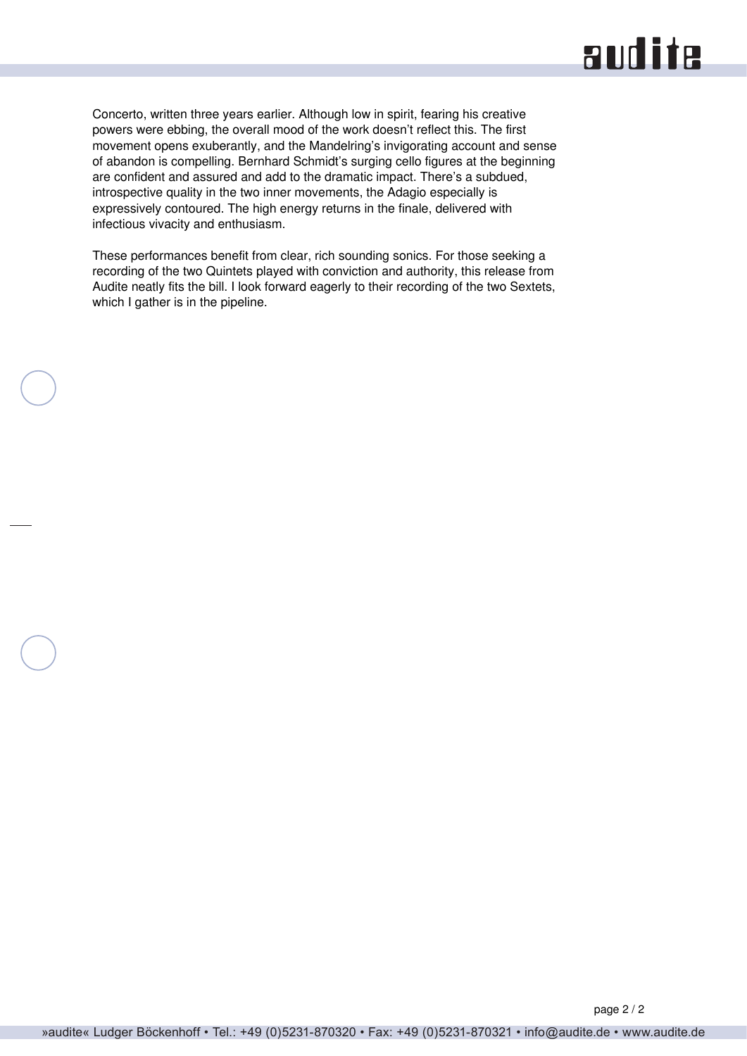Concerto, written three years earlier. Although low in spirit, fearing his creative powers were ebbing, the overall mood of the work doesn't reflect this. The first movement opens exuberantly, and the Mandelring's invigorating account and sense of abandon is compelling. Bernhard Schmidt's surging cello figures at the beginning are confident and assured and add to the dramatic impact. There's a subdued, introspective quality in the two inner movements, the Adagio especially is expressively contoured. The high energy returns in the finale, delivered with infectious vivacity and enthusiasm.

These performances benefit from clear, rich sounding sonics. For those seeking a recording of the two Quintets played with conviction and authority, this release from Audite neatly fits the bill. I look forward eagerly to their recording of the two Sextets, which I gather is in the pipeline.